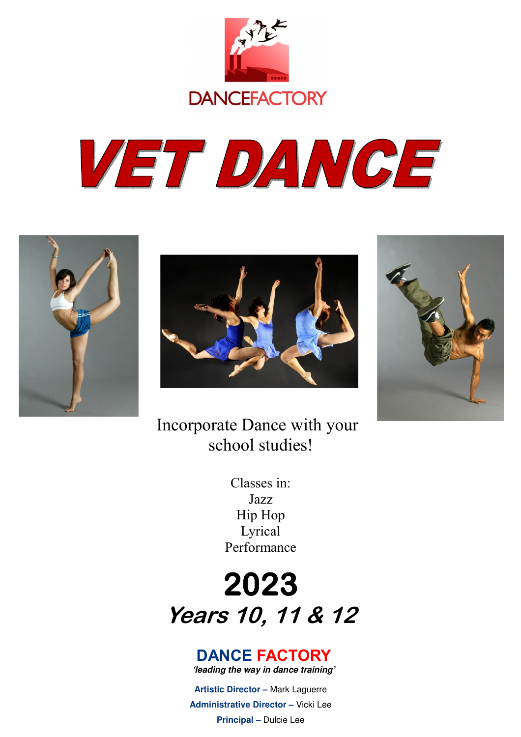DANCEFACTORY

# VET DANCE

Incorporate Dance with your school studies!

Classes in:
Jazz
Hip Hop
Lyrical
Performance

## 2023

## *Years 10, 11 & 12*

**DANCE FACTORY**

***'leading the way in dance training'***

**Artistic Director –** Mark Laguerre

**Administrative Director –** Vicki Lee

**Principal –** Dulcie Lee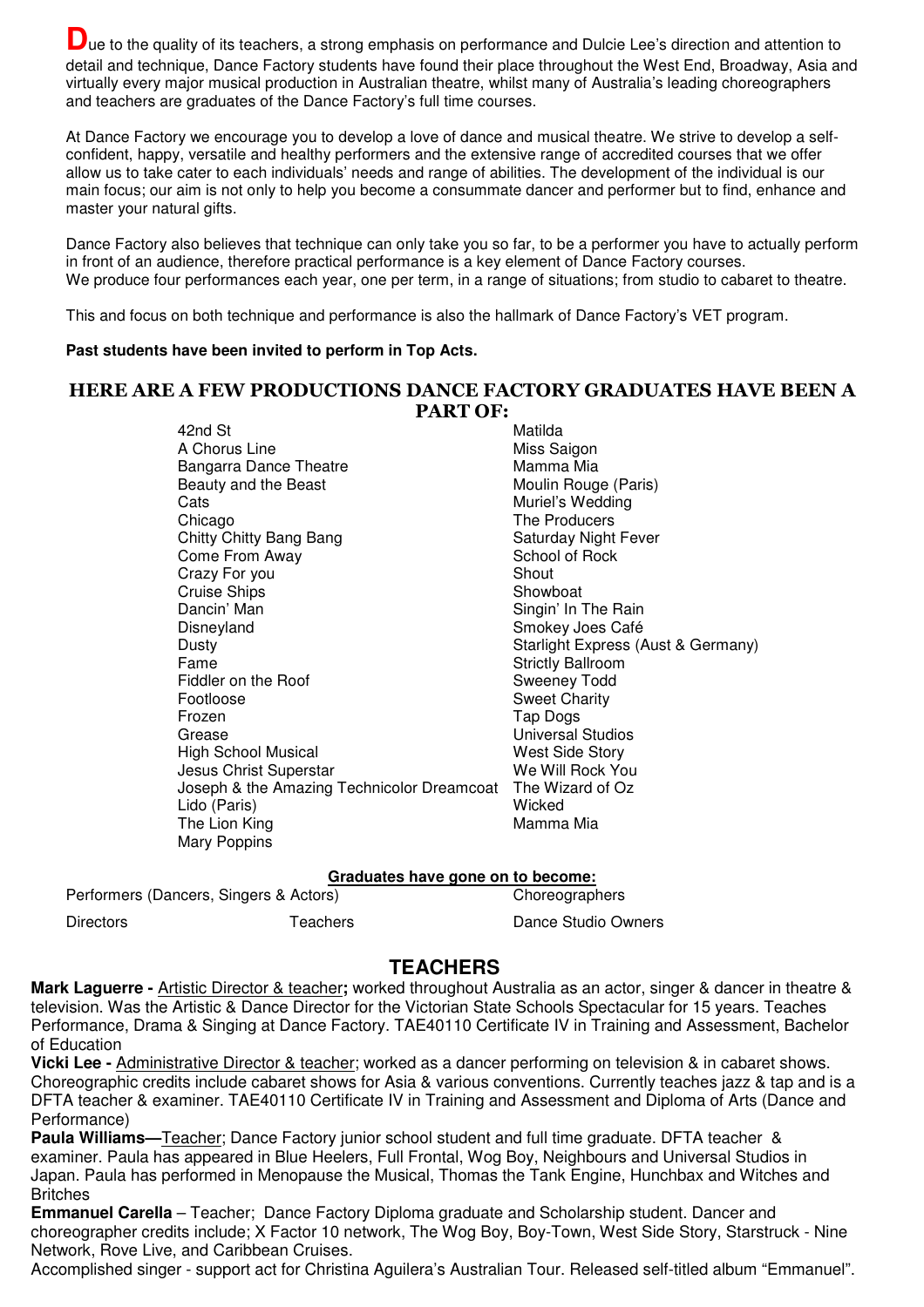**D**ue to the quality of its teachers, a strong emphasis on performance and Dulcie Lee's direction and attention to detail and technique, Dance Factory students have found their place throughout the West End, Broadway, Asia and virtually every major musical production in Australian theatre, whilst many of Australia's leading choreographers and teachers are graduates of the Dance Factory's full time courses.

At Dance Factory we encourage you to develop a love of dance and musical theatre. We strive to develop a self-confident, happy, versatile and healthy performers and the extensive range of accredited courses that we offer allow us to take cater to each individuals' needs and range of abilities. The development of the individual is our main focus; our aim is not only to help you become a consummate dancer and performer but to find, enhance and master your natural gifts.

Dance Factory also believes that technique can only take you so far, to be a performer you have to actually perform in front of an audience, therefore practical performance is a key element of Dance Factory courses.
We produce four performances each year, one per term, in a range of situations; from studio to cabaret to theatre.

This and focus on both technique and performance is also the hallmark of Dance Factory's VET program.

**Past students have been invited to perform in Top Acts.**

## HERE ARE A FEW PRODUCTIONS DANCE FACTORY GRADUATES HAVE BEEN A PART OF:

- 42nd St
- A Chorus Line
- Bangarra Dance Theatre
- Beauty and the Beast
- Cats
- Chicago
- Chitty Chitty Bang Bang
- Come From Away
- Crazy For you
- Cruise Ships
- Dancin' Man
- Disneyland
- Dusty
- Fame
- Fiddler on the Roof
- Footloose
- Frozen
- Grease
- High School Musical
- Jesus Christ Superstar
- Joseph & the Amazing Technicolor Dreamcoat
- Lido (Paris)
- The Lion King
- Mary Poppins
- Matilda
- Miss Saigon
- Mamma Mia
- Moulin Rouge (Paris)
- Muriel's Wedding
- The Producers
- Saturday Night Fever
- School of Rock
- Shout
- Showboat
- Singin' In The Rain
- Smokey Joes Café
- Starlight Express (Aust & Germany)
- Strictly Ballroom
- Sweeney Todd
- Sweet Charity
- Tap Dogs
- Universal Studios
- West Side Story
- We Will Rock You
- The Wizard of Oz
- Wicked
- Mamma Mia

**Graduates have gone on to become:**

- Performers (Dancers, Singers & Actors)
- Choreographers
- Directors
- Teachers
- Dance Studio Owners

## TEACHERS

**Mark Laguerre -** Artistic Director & teacher**;** worked throughout Australia as an actor, singer & dancer in theatre & television. Was the Artistic & Dance Director for the Victorian State Schools Spectacular for 15 years. Teaches Performance, Drama & Singing at Dance Factory. TAE40110 Certificate IV in Training and Assessment, Bachelor of Education

**Vicki Lee -** Administrative Director & teacher; worked as a dancer performing on television & in cabaret shows. Choreographic credits include cabaret shows for Asia & various conventions. Currently teaches jazz & tap and is a DFTA teacher & examiner. TAE40110 Certificate IV in Training and Assessment and Diploma of Arts (Dance and Performance)

**Paula Williams—**Teacher; Dance Factory junior school student and full time graduate. DFTA teacher & examiner. Paula has appeared in Blue Heelers, Full Frontal, Wog Boy, Neighbours and Universal Studios in Japan. Paula has performed in Menopause the Musical, Thomas the Tank Engine, Hunchbax and Witches and Britches

**Emmanuel Carella** – Teacher; Dance Factory Diploma graduate and Scholarship student. Dancer and choreographer credits include; X Factor 10 network, The Wog Boy, Boy-Town, West Side Story, Starstruck - Nine Network, Rove Live, and Caribbean Cruises.
Accomplished singer - support act for Christina Aguilera's Australian Tour. Released self-titled album "Emmanuel".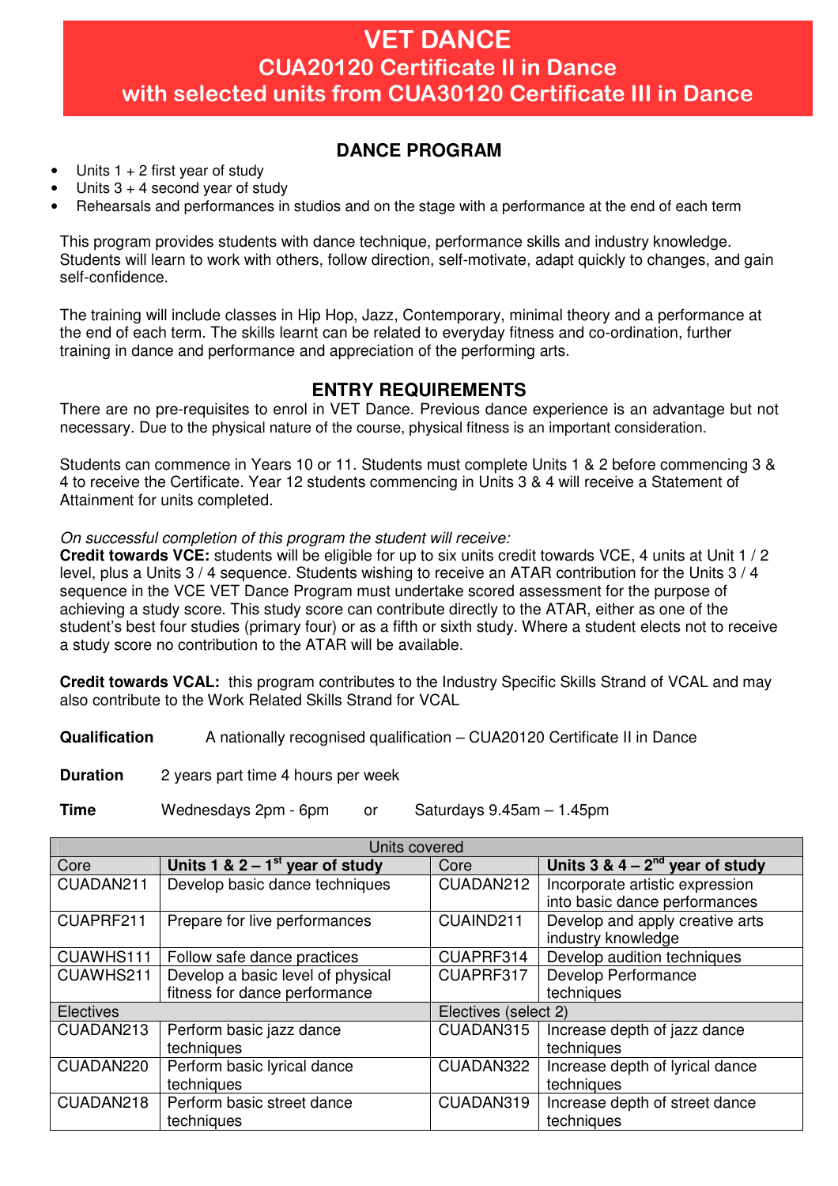# VET DANCE
## CUA20120 Certificate II in Dance
## with selected units from CUA30120 Certificate III in Dance

### DANCE PROGRAM

- Units 1 + 2 first year of study
- Units 3 + 4 second year of study
- Rehearsals and performances in studios and on the stage with a performance at the end of each term

This program provides students with dance technique, performance skills and industry knowledge. Students will learn to work with others, follow direction, self-motivate, adapt quickly to changes, and gain self-confidence.

The training will include classes in Hip Hop, Jazz, Contemporary, minimal theory and a performance at the end of each term. The skills learnt can be related to everyday fitness and co-ordination, further training in dance and performance and appreciation of the performing arts.

### ENTRY REQUIREMENTS

There are no pre-requisites to enrol in VET Dance. Previous dance experience is an advantage but not necessary. Due to the physical nature of the course, physical fitness is an important consideration.

Students can commence in Years 10 or 11. Students must complete Units 1 & 2 before commencing 3 & 4 to receive the Certificate. Year 12 students commencing in Units 3 & 4 will receive a Statement of Attainment for units completed.

*On successful completion of this program the student will receive:*

**Credit towards VCE:** students will be eligible for up to six units credit towards VCE, 4 units at Unit 1 / 2 level, plus a Units 3 / 4 sequence. Students wishing to receive an ATAR contribution for the Units 3 / 4 sequence in the VCE VET Dance Program must undertake scored assessment for the purpose of achieving a study score. This study score can contribute directly to the ATAR, either as one of the student's best four studies (primary four) or as a fifth or sixth study. Where a student elects not to receive a study score no contribution to the ATAR will be available.

**Credit towards VCAL:** this program contributes to the Industry Specific Skills Strand of VCAL and may also contribute to the Work Related Skills Strand for VCAL

**Qualification** A nationally recognised qualification – CUA20120 Certificate II in Dance

**Duration** 2 years part time 4 hours per week

**Time** Wednesdays 2pm - 6pm or Saturdays 9.45am – 1.45pm

| Units covered | | | |
|---|---|---|---|
| Core | **Units 1 & 2 – 1st year of study** | Core | **Units 3 & 4 – 2nd year of study** |
| CUADAN211 | Develop basic dance techniques | CUADAN212 | Incorporate artistic expression into basic dance performances |
| CUAPRF211 | Prepare for live performances | CUAIND211 | Develop and apply creative arts industry knowledge |
| CUAWHS111 | Follow safe dance practices | CUAPRF314 | Develop audition techniques |
| CUAWHS211 | Develop a basic level of physical fitness for dance performance | CUAPRF317 | Develop Performance techniques |
| Electives | | Electives (select 2) | |
| CUADAN213 | Perform basic jazz dance techniques | CUADAN315 | Increase depth of jazz dance techniques |
| CUADAN220 | Perform basic lyrical dance techniques | CUADAN322 | Increase depth of lyrical dance techniques |
| CUADAN218 | Perform basic street dance techniques | CUADAN319 | Increase depth of street dance techniques |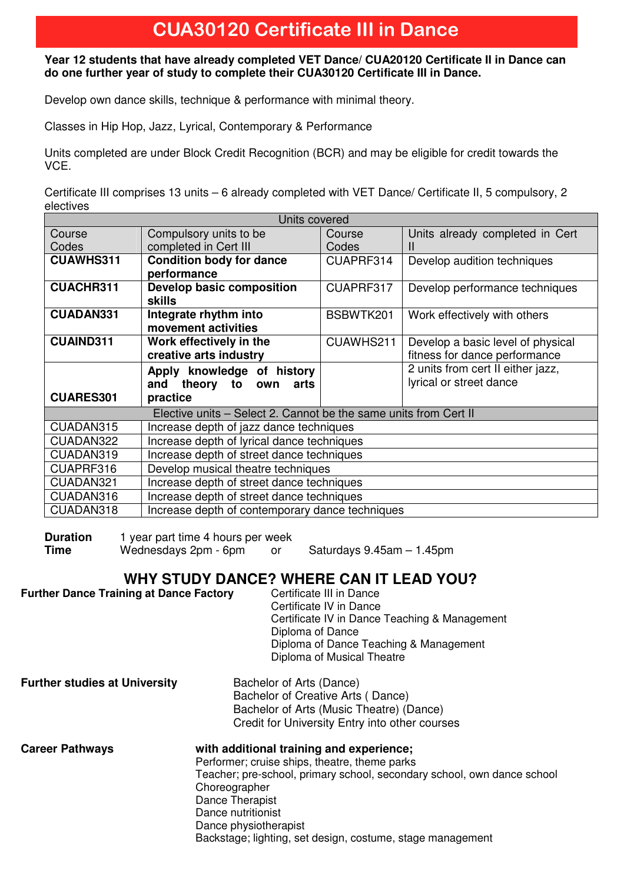# CUA30120 Certificate III in Dance

**Year 12 students that have already completed VET Dance/ CUA20120 Certificate II in Dance can do one further year of study to complete their CUA30120 Certificate III in Dance.**

Develop own dance skills, technique & performance with minimal theory.

Classes in Hip Hop, Jazz, Lyrical, Contemporary & Performance

Units completed are under Block Credit Recognition (BCR) and may be eligible for credit towards the VCE.

Certificate III comprises 13 units – 6 already completed with VET Dance/ Certificate II, 5 compulsory, 2 electives

| Units covered | | | |
|---|---|---|---|
| Course Codes | Compulsory units to be completed in Cert III | Course Codes | Units already completed in Cert II |
| **CUAWHS311** | **Condition body for dance performance** | CUAPRF314 | Develop audition techniques |
| **CUACHR311** | **Develop basic composition skills** | CUAPRF317 | Develop performance techniques |
| **CUADAN331** | **Integrate rhythm into movement activities** | BSBWTK201 | Work effectively with others |
| **CUAIND311** | **Work effectively in the creative arts industry** | CUAWHS211 | Develop a basic level of physical fitness for dance performance |
| **CUARES301** | **Apply knowledge of history and theory to own arts practice** | | 2 units from cert II either jazz, lyrical or street dance |
| Elective units – Select 2. Cannot be the same units from Cert II | | | |
| CUADAN315 | Increase depth of jazz dance techniques | | |
| CUADAN322 | Increase depth of lyrical dance techniques | | |
| CUADAN319 | Increase depth of street dance techniques | | |
| CUAPRF316 | Develop musical theatre techniques | | |
| CUADAN321 | Increase depth of street dance techniques | | |
| CUADAN316 | Increase depth of street dance techniques | | |
| CUADAN318 | Increase depth of contemporary dance techniques | | |

**Duration** 1 year part time 4 hours per week
**Time** Wednesdays 2pm - 6pm or Saturdays 9.45am – 1.45pm

## WHY STUDY DANCE? WHERE CAN IT LEAD YOU?

**Further Dance Training at Dance Factory**
- Certificate III in Dance
- Certificate IV in Dance
- Certificate IV in Dance Teaching & Management
- Diploma of Dance
- Diploma of Dance Teaching & Management
- Diploma of Musical Theatre

**Further studies at University**
- Bachelor of Arts (Dance)
- Bachelor of Creative Arts ( Dance)
- Bachelor of Arts (Music Theatre) (Dance)
- Credit for University Entry into other courses

**Career Pathways** **with additional training and experience;**
- Performer; cruise ships, theatre, theme parks
- Teacher; pre-school, primary school, secondary school, own dance school
- Choreographer
- Dance Therapist
- Dance nutritionist
- Dance physiotherapist
- Backstage; lighting, set design, costume, stage management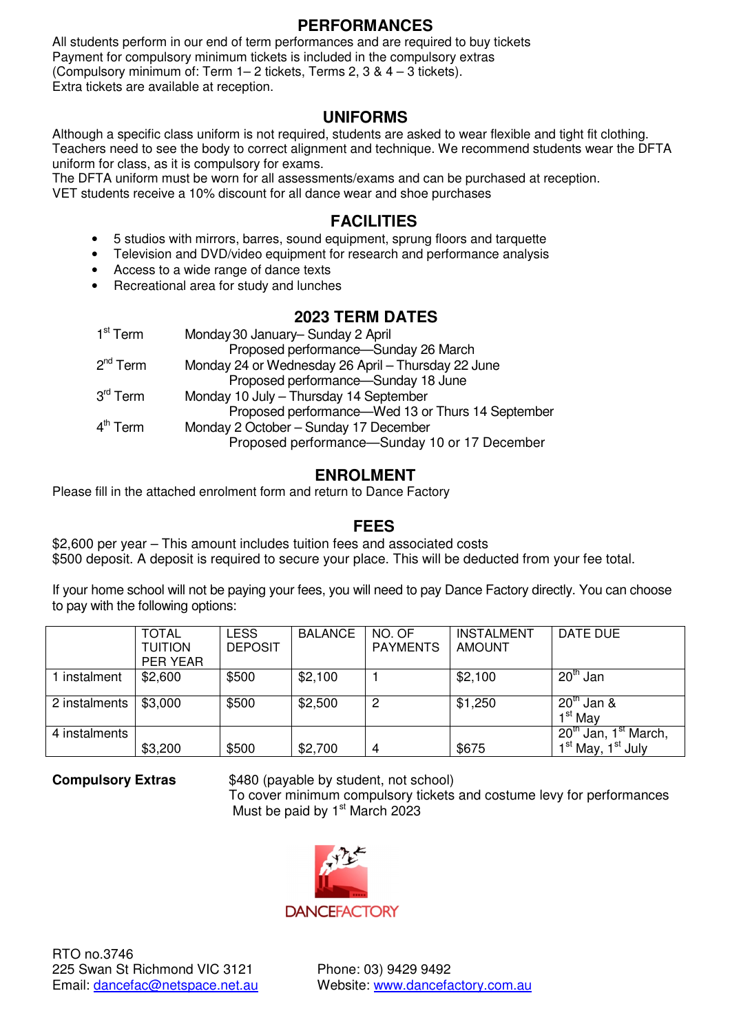## PERFORMANCES

All students perform in our end of term performances and are required to buy tickets
Payment for compulsory minimum tickets is included in the compulsory extras
(Compulsory minimum of: Term 1– 2 tickets, Terms 2, 3 & 4 – 3 tickets).
Extra tickets are available at reception.

## UNIFORMS

Although a specific class uniform is not required, students are asked to wear flexible and tight fit clothing. Teachers need to see the body to correct alignment and technique. We recommend students wear the DFTA uniform for class, as it is compulsory for exams.
The DFTA uniform must be worn for all assessments/exams and can be purchased at reception.
VET students receive a 10% discount for all dance wear and shoe purchases

## FACILITIES

- 5 studios with mirrors, barres, sound equipment, sprung floors and tarquette
- Television and DVD/video equipment for research and performance analysis
- Access to a wide range of dance texts
- Recreational area for study and lunches

## 2023 TERM DATES

| | |
|---|---|
| 1st Term | Monday 30 January– Sunday 2 April<br>Proposed performance—Sunday 26 March |
| 2nd Term | Monday 24 or Wednesday 26 April – Thursday 22 June<br>Proposed performance—Sunday 18 June |
| 3rd Term | Monday 10 July – Thursday 14 September<br>Proposed performance—Wed 13 or Thurs 14 September |
| 4th Term | Monday 2 October – Sunday 17 December<br>Proposed performance—Sunday 10 or 17 December |

## ENROLMENT

Please fill in the attached enrolment form and return to Dance Factory

## FEES

$2,600 per year – This amount includes tuition fees and associated costs
$500 deposit. A deposit is required to secure your place. This will be deducted from your fee total.

If your home school will not be paying your fees, you will need to pay Dance Factory directly. You can choose to pay with the following options:

| | TOTAL TUITION PER YEAR | LESS DEPOSIT | BALANCE | NO. OF PAYMENTS | INSTALMENT AMOUNT | DATE DUE |
|---|---|---|---|---|---|---|
| 1 instalment | $2,600 | $500 | $2,100 | 1 | $2,100 | 20th Jan |
| 2 instalments | $3,000 | $500 | $2,500 | 2 | $1,250 | 20th Jan & 1st May |
| 4 instalments | $3,200 | $500 | $2,700 | 4 | $675 | 20th Jan, 1st March, 1st May, 1st July |

**Compulsory Extras** $480 (payable by student, not school)
To cover minimum compulsory tickets and costume levy for performances
Must be paid by 1st March 2023

DANCEFACTORY

RTO no.3746
225 Swan St Richmond VIC 3121
Email: dancefac@netspace.net.au

Phone: 03) 9429 9492
Website: www.dancefactory.com.au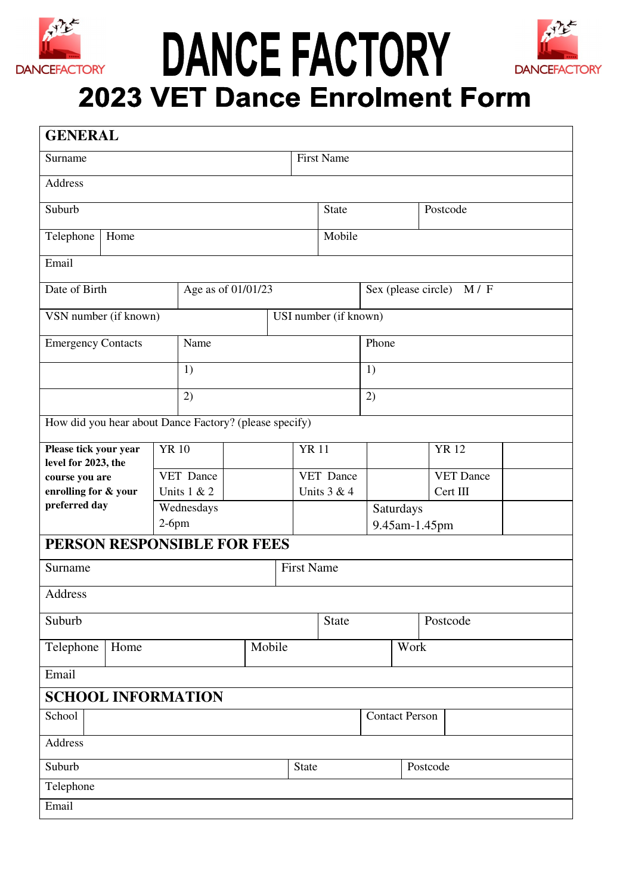# DANCE FACTORY

## 2023 VET Dance Enrolment Form

| GENERAL | | | | | |
|---|---|---|---|---|---|
| Surname | | | First Name | | |
| Address | | | | | |
| Suburb | | | State | | Postcode |
| Telephone | Home | | Mobile | | |
| Email | | | | | |
| Date of Birth | | Age as of 01/01/23 | | Sex (please circle) M / F | |
| VSN number (if known) | | | USI number (if known) | | |
| Emergency Contacts | Name | | Phone | | |
| | 1) | | 1) | | |
| | 2) | | 2) | | |
| How did you hear about Dance Factory? (please specify) | | | | | |

| Please tick your year level for 2023, the course you are enrolling for & your preferred day | YR 10 | | YR 11 | | YR 12 | |
|---|---|---|---|---|---|---|
| | VET Dance Units 1 & 2 | | VET Dance Units 3 & 4 | | VET Dance Cert III | |
| | Wednesdays 2-6pm | | | Saturdays 9.45am-1.45pm | | |

| PERSON RESPONSIBLE FOR FEES | | | | | |
|---|---|---|---|---|---|
| Surname | | | First Name | | |
| Address | | | | | |
| Suburb | | | State | | Postcode |
| Telephone | Home | | Mobile | | Work |
| Email | | | | | |

| SCHOOL INFORMATION | | | | |
|---|---|---|---|---|
| School | | | Contact Person | |
| Address | | | | |
| Suburb | | State | | Postcode |
| Telephone | | | | |
| Email | | | | |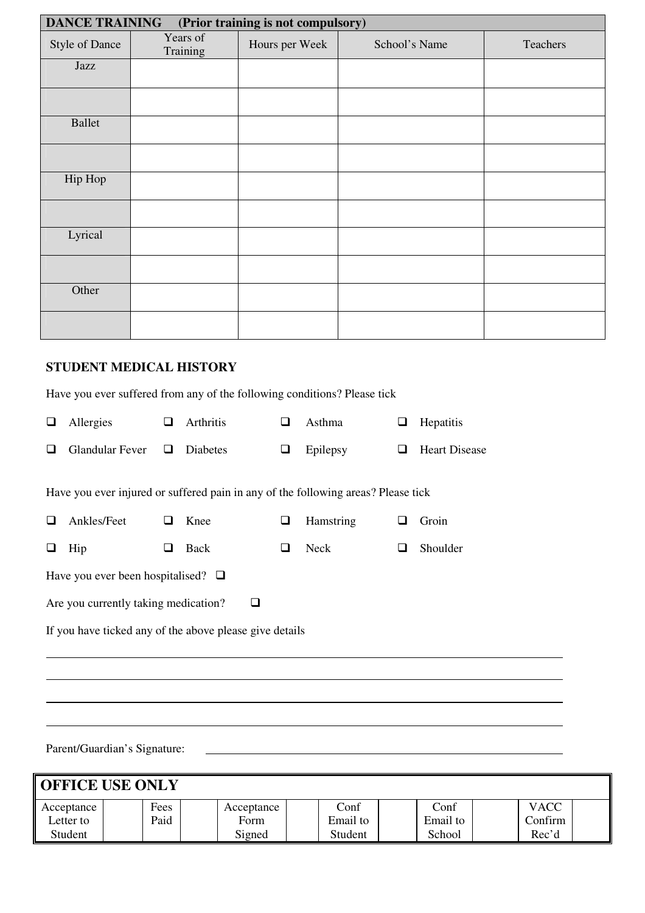| DANCE TRAINING (Prior training is not compulsory) | | | | |
|---|---|---|---|---|
| Style of Dance | Years of Training | Hours per Week | School's Name | Teachers |
| Jazz | | | | |
| | | | | |
| Ballet | | | | |
| | | | | |
| Hip Hop | | | | |
| | | | | |
| Lyrical | | | | |
| | | | | |
| Other | | | | |
| | | | | |

## STUDENT MEDICAL HISTORY

Have you ever suffered from any of the following conditions? Please tick

- ☐ Allergies
- ☐ Arthritis
- ☐ Asthma
- ☐ Hepatitis
- ☐ Glandular Fever
- ☐ Diabetes
- ☐ Epilepsy
- ☐ Heart Disease

Have you ever injured or suffered pain in any of the following areas? Please tick

- ☐ Ankles/Feet
- ☐ Knee
- ☐ Hamstring
- ☐ Groin
- ☐ Hip
- ☐ Back
- ☐ Neck
- ☐ Shoulder

Have you ever been hospitalised? ☐

Are you currently taking medication? ☐

If you have ticked any of the above please give details

\_\_\_\_\_\_\_\_\_\_\_\_\_\_\_\_\_\_\_\_\_\_\_\_\_\_\_\_\_\_\_\_\_\_\_\_\_\_\_\_

\_\_\_\_\_\_\_\_\_\_\_\_\_\_\_\_\_\_\_\_\_\_\_\_\_\_\_\_\_\_\_\_\_\_\_\_\_\_\_\_

\_\_\_\_\_\_\_\_\_\_\_\_\_\_\_\_\_\_\_\_\_\_\_\_\_\_\_\_\_\_\_\_\_\_\_\_\_\_\_\_

\_\_\_\_\_\_\_\_\_\_\_\_\_\_\_\_\_\_\_\_\_\_\_\_\_\_\_\_\_\_\_\_\_\_\_\_\_\_\_\_

Parent/Guardian's Signature: \_\_\_\_\_\_\_\_\_\_\_\_\_\_\_\_\_\_\_\_\_\_\_\_\_\_\_\_

| OFFICE USE ONLY | | | | | | | | | | | |
|---|---|---|---|---|---|---|---|---|---|---|---|
| Acceptance Letter to Student | | Fees Paid | | Acceptance Form Signed | | Conf Email to Student | | Conf Email to School | | VACC Confirm Rec'd | |